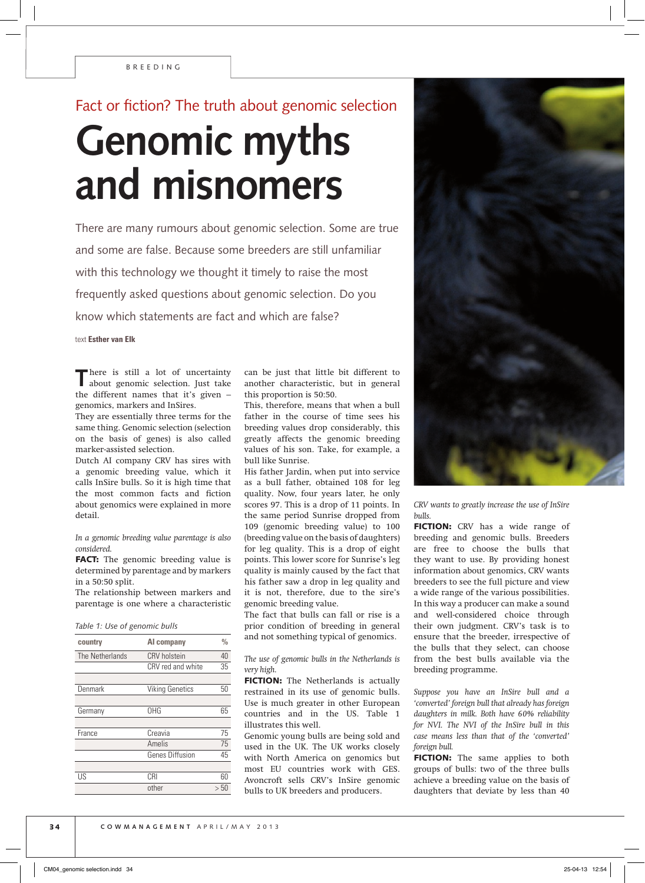BREEDING

## Fact or fiction? The truth about genomic selection

# Genomic myths and misnomers

There are many rumours about genomic selection. Some are true and some are false. Because some breeders are still unfamiliar with this technology we thought it timely to raise the most frequently asked questions about genomic selection. Do you know which statements are fact and which are false?

text **Esther van Elk**

There is still a lot of uncertainty about genomic selection. Just take the different names that it's given – genomics, markers and InSires.

They are essentially three terms for the same thing. Genomic selection (selection on the basis of genes) is also called marker-assisted selection.

Dutch AI company CRV has sires with a genomic breeding value, which it calls InSire bulls. So it is high time that the most common facts and fiction about genomics were explained in more detail.

*In a genomic breeding value parentage is also considered.*

**FACT:** The genomic breeding value is determined by parentage and by markers in a 50:50 split.

The relationship between markers and parentage is one where a characteristic can be just that little bit different to another characteristic, but in general this proportion is 50:50.

This, therefore, means that when a bull father in the course of time sees his breeding values drop considerably, this greatly affects the genomic breeding values of his son. Take, for example, a bull like Sunrise.

His father Jardin, when put into service as a bull father, obtained 108 for leg quality. Now, four years later, he only scores 97. This is a drop of 11 points. In the same period Sunrise dropped from 109 (genomic breeding value) to 100 (breeding value on the basis of daughters) for leg quality. This is a drop of eight points. This lower score for Sunrise's leg quality is mainly caused by the fact that his father saw a drop in leg quality and it is not, therefore, due to the sire's genomic breeding value.

The fact that bulls can fall or rise is a prior condition of breeding in general and not something typical of genomics.

Table 1: Use of genomic bulls

| country | AI company | % |
|---|---|---|
| The Netherlands | CRV holstein | 40 |
| | CRV red and white | 35 |
| Denmark | Viking Genetics | 50 |
| Germany | OHG | 65 |
| France | Creavia | 75 |
| | Amelis | 75 |
| | Genes Diffusion | 45 |
| US | CRI | 60 |
| | other | > 50 |

*The use of genomic bulls in the Netherlands is very high.*

**FICTION:** The Netherlands is actually restrained in its use of genomic bulls. Use is much greater in other European countries and in the US. Table 1 illustrates this well.

Genomic young bulls are being sold and used in the UK. The UK works closely with North America on genomics but most EU countries work with GES. Avoncroft sells CRV's InSire genomic bulls to UK breeders and producers.

*CRV wants to greatly increase the use of InSire bulls.*

**FICTION:** CRV has a wide range of breeding and genomic bulls. Breeders are free to choose the bulls that they want to use. By providing honest information about genomics, CRV wants breeders to see the full picture and view a wide range of the various possibilities. In this way a producer can make a sound and well-considered choice through their own judgment. CRV's task is to ensure that the breeder, irrespective of the bulls that they select, can choose from the best bulls available via the breeding programme.

*Suppose you have an InSire bull and a 'converted' foreign bull that already has foreign daughters in milk. Both have 60% reliability for NVI. The NVI of the InSire bull in this case means less than that of the 'converted' foreign bull.*

**FICTION:** The same applies to both groups of bulls: two of the three bulls achieve a breeding value on the basis of daughters that deviate by less than 40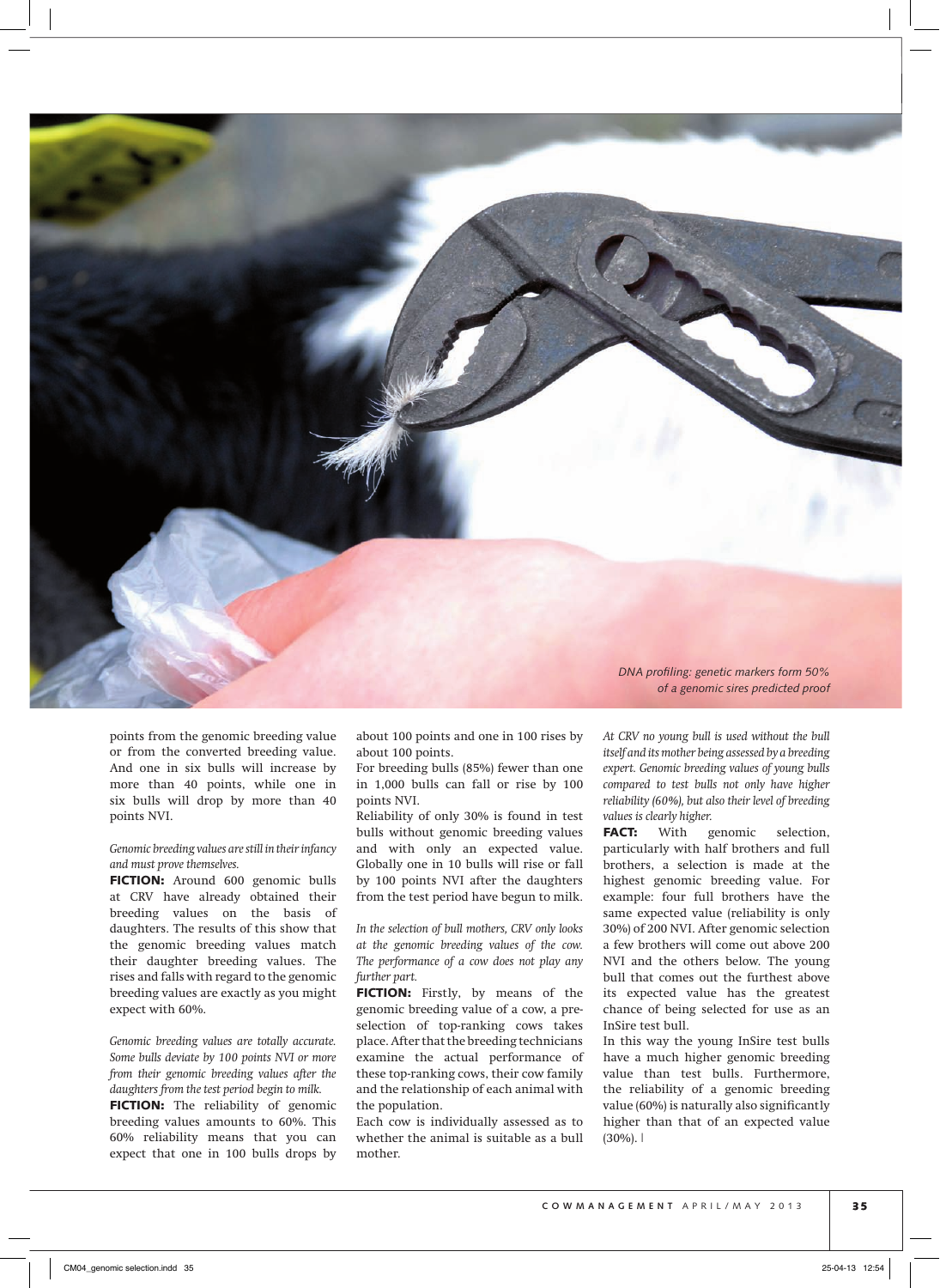DNA profiling: genetic markers form 50% of a genomic sires predicted proof

points from the genomic breeding value or from the converted breeding value. And one in six bulls will increase by more than 40 points, while one in six bulls will drop by more than 40 points NVI.

*Genomic breeding values are still in their infancy and must prove themselves.*

**FICTION:** Around 600 genomic bulls at CRV have already obtained their breeding values on the basis of daughters. The results of this show that the genomic breeding values match their daughter breeding values. The rises and falls with regard to the genomic breeding values are exactly as you might expect with 60%.

*Genomic breeding values are totally accurate. Some bulls deviate by 100 points NVI or more from their genomic breeding values after the daughters from the test period begin to milk.*

**FICTION:** The reliability of genomic breeding values amounts to 60%. This 60% reliability means that you can expect that one in 100 bulls drops by about 100 points and one in 100 rises by about 100 points.

For breeding bulls (85%) fewer than one in 1,000 bulls can fall or rise by 100 points NVI.

Reliability of only 30% is found in test bulls without genomic breeding values and with only an expected value. Globally one in 10 bulls will rise or fall by 100 points NVI after the daughters from the test period have begun to milk.

*In the selection of bull mothers, CRV only looks at the genomic breeding values of the cow. The performance of a cow does not play any further part.*

**FICTION:** Firstly, by means of the genomic breeding value of a cow, a pre-selection of top-ranking cows takes place. After that the breeding technicians examine the actual performance of these top-ranking cows, their cow family and the relationship of each animal with the population.

Each cow is individually assessed as to whether the animal is suitable as a bull mother.

*At CRV no young bull is used without the bull itself and its mother being assessed by a breeding expert. Genomic breeding values of young bulls compared to test bulls not only have higher reliability (60%), but also their level of breeding values is clearly higher.*

**FACT:** With genomic selection, particularly with half brothers and full brothers, a selection is made at the highest genomic breeding value. For example: four full brothers have the same expected value (reliability is only 30%) of 200 NVI. After genomic selection a few brothers will come out above 200 NVI and the others below. The young bull that comes out the furthest above its expected value has the greatest chance of being selected for use as an InSire test bull.

In this way the young InSire test bulls have a much higher genomic breeding value than test bulls. Furthermore, the reliability of a genomic breeding value (60%) is naturally also significantly higher than that of an expected value (30%). |